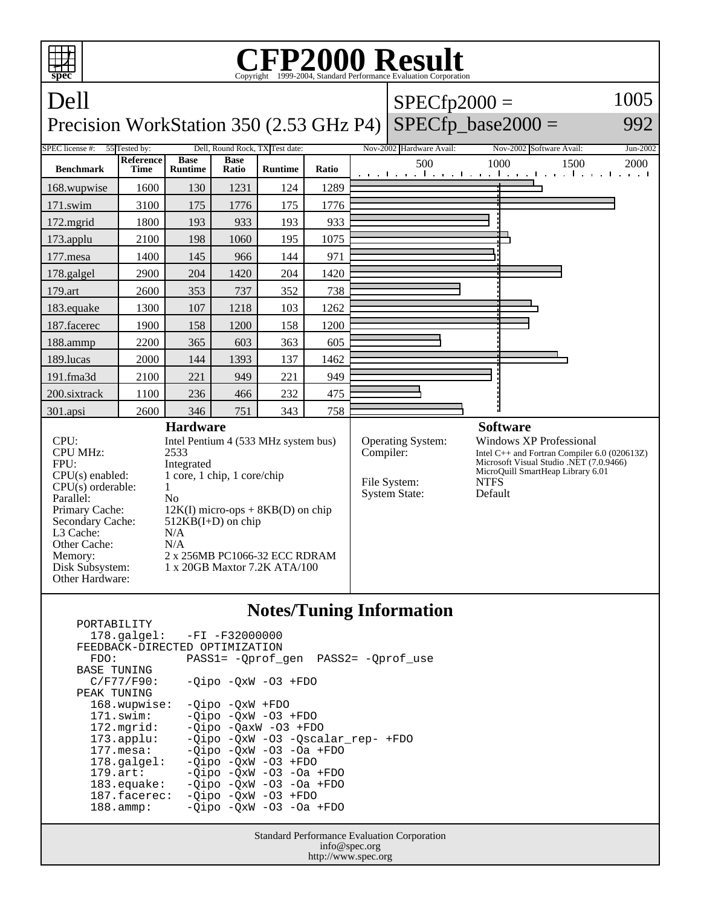# CFP2000 Result

Copyright 1999-2004, Standard Performance Evaluation Corporation

## Dell
## Precision WorkStation 350 (2.53 GHz P4)

SPECfp2000 = 1005

SPECfp_base2000 = 992

| SPEC license #: | 55 | Tested by: | Dell, Round Rock, TX | Test date: | Nov-2002 | Hardware Avail: | Nov-2002 | Software Avail: | Jun-2002 |
|---|---|---|---|---|---|---|---|---|---|

| Benchmark | Reference Time | Base Runtime | Base Ratio | Runtime | Ratio |
|---|---|---|---|---|---|
| 168.wupwise | 1600 | 130 | 1231 | 124 | 1289 |
| 171.swim | 3100 | 175 | 1776 | 175 | 1776 |
| 172.mgrid | 1800 | 193 | 933 | 193 | 933 |
| 173.applu | 2100 | 198 | 1060 | 195 | 1075 |
| 177.mesa | 1400 | 145 | 966 | 144 | 971 |
| 178.galgel | 2900 | 204 | 1420 | 204 | 1420 |
| 179.art | 2600 | 353 | 737 | 352 | 738 |
| 183.equake | 1300 | 107 | 1218 | 103 | 1262 |
| 187.facerec | 1900 | 158 | 1200 | 158 | 1200 |
| 188.ammp | 2200 | 365 | 603 | 363 | 605 |
| 189.lucas | 2000 | 144 | 1393 | 137 | 1462 |
| 191.fma3d | 2100 | 221 | 949 | 221 | 949 |
| 200.sixtrack | 1100 | 236 | 466 | 232 | 475 |
| 301.apsi | 2600 | 346 | 751 | 343 | 758 |

### Hardware

| | |
|---|---|
| CPU: | Intel Pentium 4 (533 MHz system bus) |
| CPU MHz: | 2533 |
| FPU: | Integrated |
| CPU(s) enabled: | 1 core, 1 chip, 1 core/chip |
| CPU(s) orderable: | 1 |
| Parallel: | No |
| Primary Cache: | 12K(I) micro-ops + 8KB(D) on chip |
| Secondary Cache: | 512KB(I+D) on chip |
| L3 Cache: | N/A |
| Other Cache: | N/A |
| Memory: | 2 x 256MB PC1066-32 ECC RDRAM |
| Disk Subsystem: | 1 x 20GB Maxtor 7.2K ATA/100 |
| Other Hardware: | |

### Software

| | |
|---|---|
| Operating System: | Windows XP Professional |
| Compiler: | Intel C++ and Fortran Compiler 6.0 (020613Z)<br>Microsoft Visual Studio .NET (7.0.9466)<br>MicroQuill SmartHeap Library 6.01 |
| File System: | NTFS |
| System State: | Default |

### Notes/Tuning Information

```
PORTABILITY
  178.galgel:   -FI -F32000000
FEEDBACK-DIRECTED OPTIMIZATION
  FDO:          PASS1= -Qprof_gen  PASS2= -Qprof_use
BASE TUNING
  C/F77/F90:    -Qipo -QxW -O3 +FDO
PEAK TUNING
  168.wupwise:  -Qipo -QxW +FDO
  171.swim:     -Qipo -QxW -O3 +FDO
  172.mgrid:    -Qipo -QaxW -O3 +FDO
  173.applu:    -Qipo -QxW -O3 -Qscalar_rep- +FDO
  177.mesa:     -Qipo -QxW -O3 -Oa +FDO
  178.galgel:   -Qipo -QxW -O3 +FDO
  179.art:      -Qipo -QxW -O3 -Oa +FDO
  183.equake:   -Qipo -QxW -O3 -Oa +FDO
  187.facerec:  -Qipo -QxW -O3 +FDO
  188.ammp:     -Qipo -QxW -O3 -Oa +FDO
```

Standard Performance Evaluation Corporation
info@spec.org
http://www.spec.org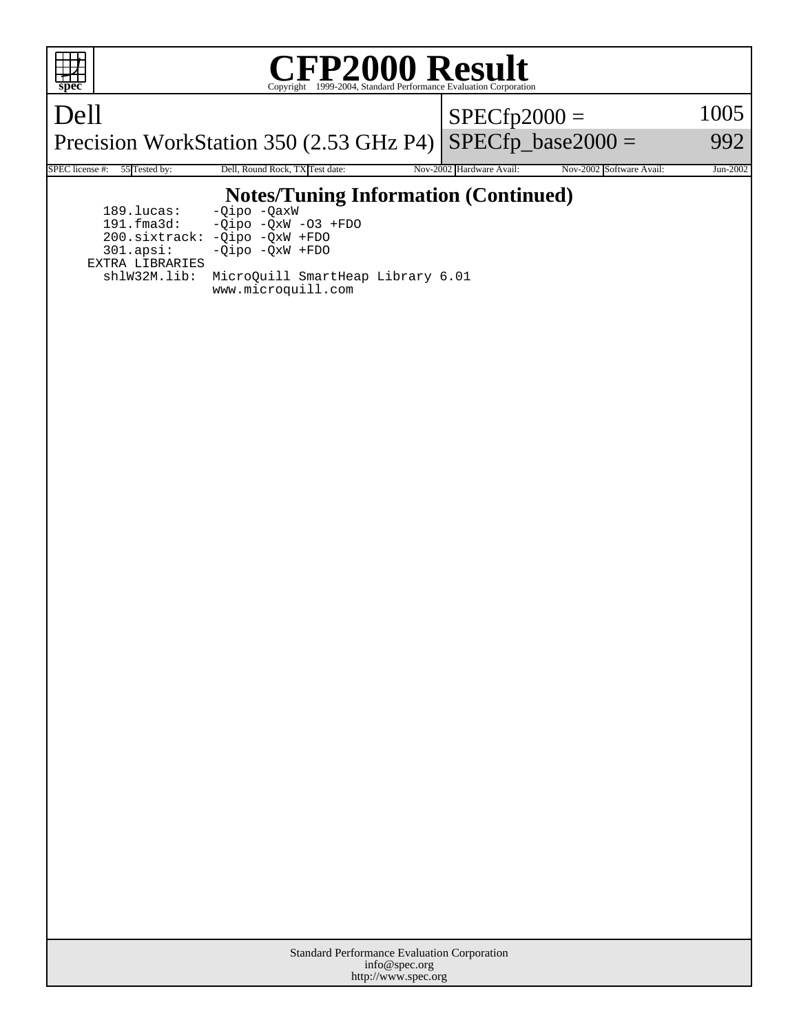# CFP2000 Result

Copyright 1999-2004, Standard Performance Evaluation Corporation

Dell
Precision WorkStation 350 (2.53 GHz P4)

SPECfp2000 = 1005
SPECfp_base2000 = 992

| SPEC license #: | 55 | Tested by: | Dell, Round Rock, TX | Test date: | Nov-2002 | Hardware Avail: | Nov-2002 | Software Avail: | Jun-2002 |
|---|---|---|---|---|---|---|---|---|---|

## Notes/Tuning Information (Continued)

```
     189.lucas:    -Qipo -QaxW
     191.fma3d:    -Qipo -QxW -O3 +FDO
     200.sixtrack: -Qipo -QxW +FDO
     301.apsi:     -Qipo -QxW +FDO
   EXTRA LIBRARIES
     shlW32M.lib:  MicroQuill SmartHeap Library 6.01
                   www.microquill.com
```

Standard Performance Evaluation Corporation
info@spec.org
http://www.spec.org